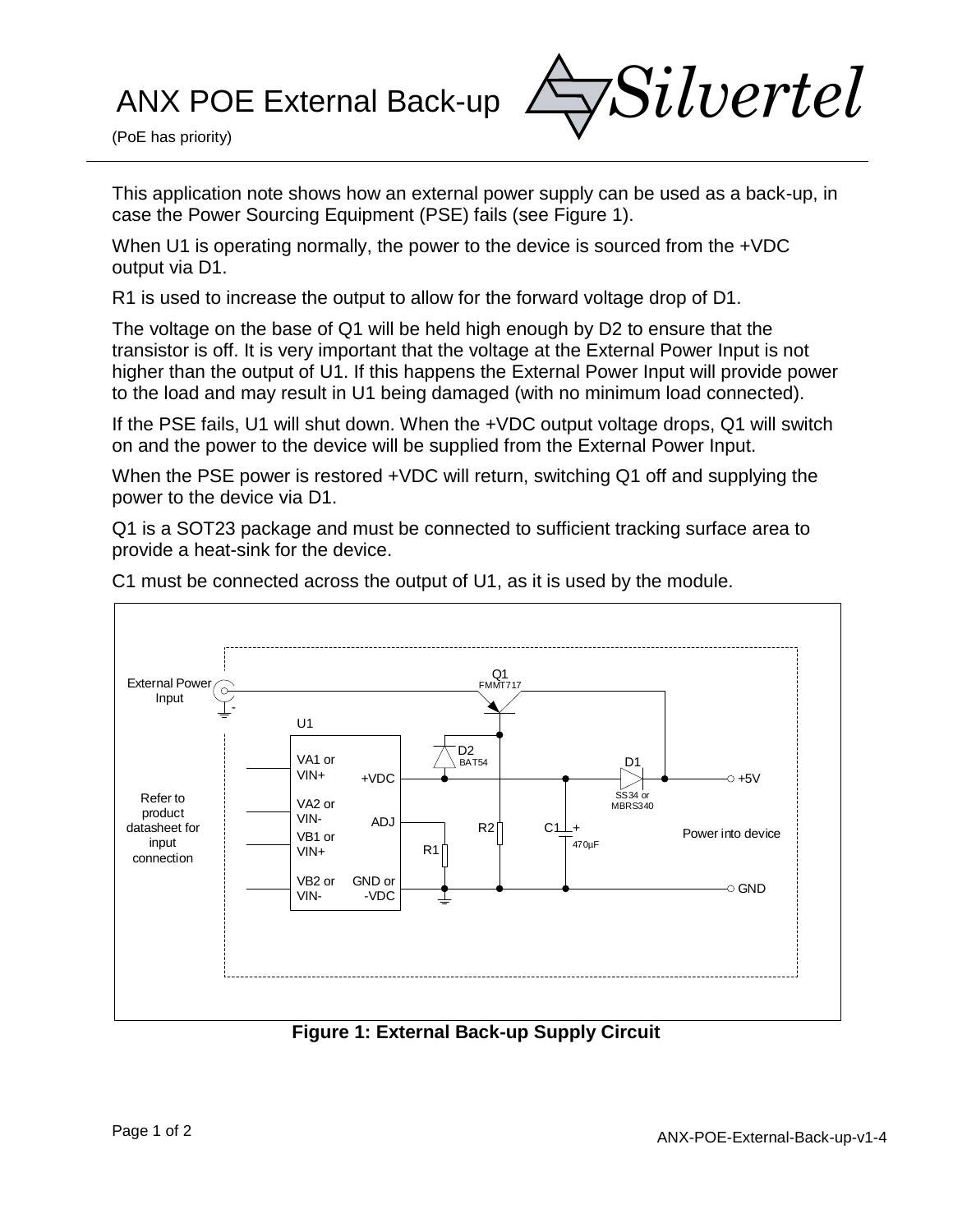# ANX POE External Back-up

(PoE has priority)

This application note shows how an external power supply can be used as a back-up, in case the Power Sourcing Equipment (PSE) fails (see Figure 1).

When U1 is operating normally, the power to the device is sourced from the +VDC output via D1.

R1 is used to increase the output to allow for the forward voltage drop of D1.

The voltage on the base of Q1 will be held high enough by D2 to ensure that the transistor is off. It is very important that the voltage at the External Power Input is not higher than the output of U1. If this happens the External Power Input will provide power to the load and may result in U1 being damaged (with no minimum load connected).

If the PSE fails, U1 will shut down. When the +VDC output voltage drops, Q1 will switch on and the power to the device will be supplied from the External Power Input.

When the PSE power is restored +VDC will return, switching Q1 off and supplying the power to the device via D1.

Q1 is a SOT23 package and must be connected to sufficient tracking surface area to provide a heat-sink for the device.

C1 must be connected across the output of U1, as it is used by the module.

**Figure 1: External Back-up Supply Circuit**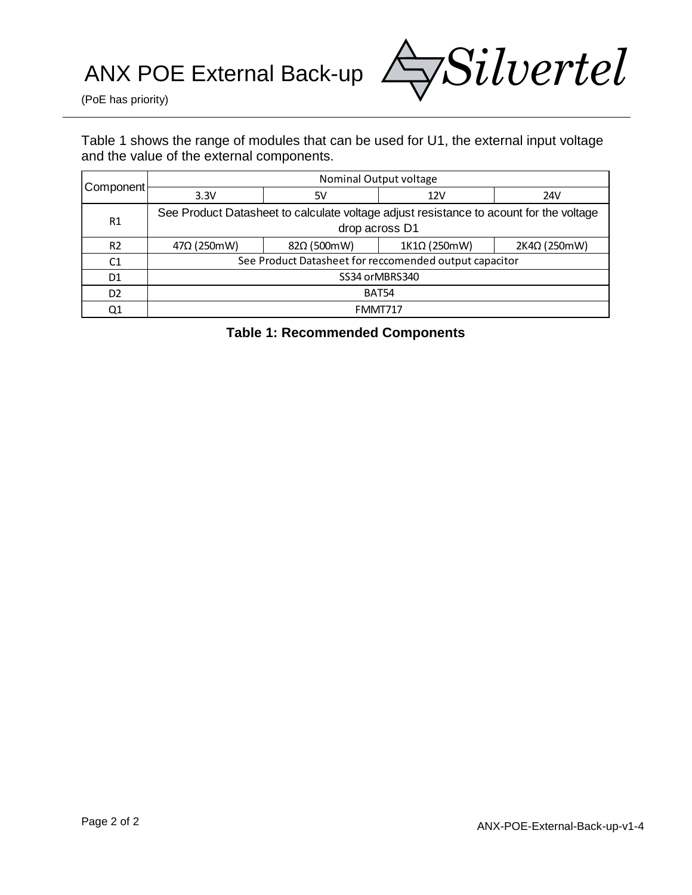Table 1 shows the range of modules that can be used for U1, the external input voltage and the value of the external components.

| Component | Nominal Output voltage | | | |
|---|---|---|---|---|
| | 3.3V | 5V | 12V | 24V |
| R1 | See Product Datasheet to calculate voltage adjust resistance to acount for the voltage drop across D1 | | | |
| R2 | 47Ω (250mW) | 82Ω (500mW) | 1K1Ω (250mW) | 2K4Ω (250mW) |
| C1 | See Product Datasheet for reccomended output capacitor | | | |
| D1 | SS34 orMBRS340 | | | |
| D2 | BAT54 | | | |
| Q1 | FMMT717 | | | |

**Table 1: Recommended Components**